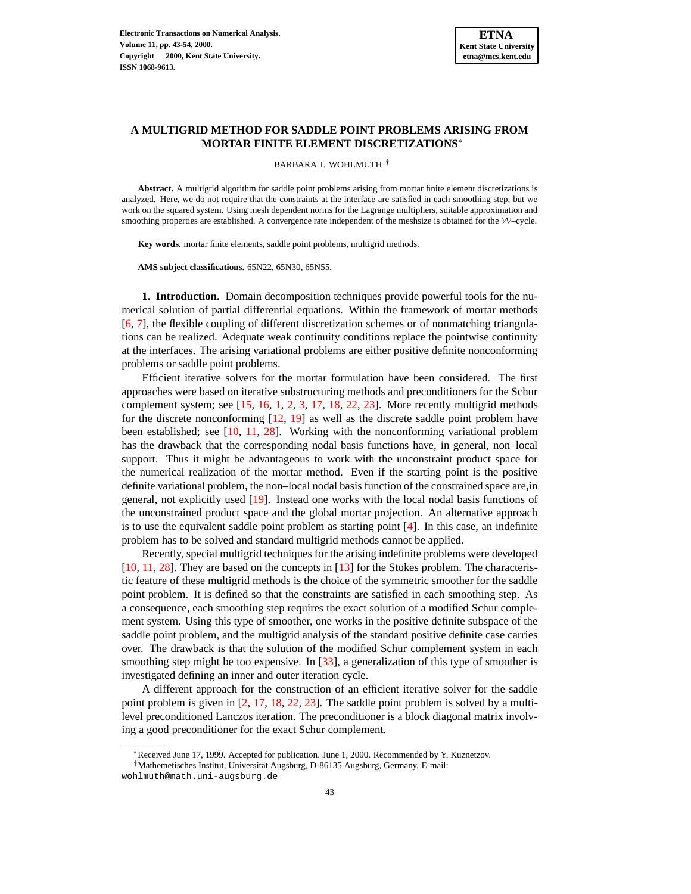# A MULTIGRID METHOD FOR SADDLE POINT PROBLEMS ARISING FROM MORTAR FINITE ELEMENT DISCRETIZATIONS*

BARBARA I. WOHLMUTH †

**Abstract.** A multigrid algorithm for saddle point problems arising from mortar finite element discretizations is analyzed. Here, we do not require that the constraints at the interface are satisfied in each smoothing step, but we work on the squared system. Using mesh dependent norms for the Lagrange multipliers, suitable approximation and smoothing properties are established. A convergence rate independent of the meshsize is obtained for the $\mathcal{W}$–cycle.

**Key words.** mortar finite elements, saddle point problems, multigrid methods.

**AMS subject classifications.** 65N22, 65N30, 65N55.

## 1. Introduction.

Domain decomposition techniques provide powerful tools for the numerical solution of partial differential equations. Within the framework of mortar methods [6, 7], the flexible coupling of different discretization schemes or of nonmatching triangulations can be realized. Adequate weak continuity conditions replace the pointwise continuity at the interfaces. The arising variational problems are either positive definite nonconforming problems or saddle point problems.

Efficient iterative solvers for the mortar formulation have been considered. The first approaches were based on iterative substructuring methods and preconditioners for the Schur complement system; see [15, 16, 1, 2, 3, 17, 18, 22, 23]. More recently multigrid methods for the discrete nonconforming [12, 19] as well as the discrete saddle point problem have been established; see [10, 11, 28]. Working with the nonconforming variational problem has the drawback that the corresponding nodal basis functions have, in general, non–local support. Thus it might be advantageous to work with the unconstraint product space for the numerical realization of the mortar method. Even if the starting point is the positive definite variational problem, the non–local nodal basis function of the constrained space are,in general, not explicitly used [19]. Instead one works with the local nodal basis functions of the unconstrained product space and the global mortar projection. An alternative approach is to use the equivalent saddle point problem as starting point [4]. In this case, an indefinite problem has to be solved and standard multigrid methods cannot be applied.

Recently, special multigrid techniques for the arising indefinite problems were developed [10, 11, 28]. They are based on the concepts in [13] for the Stokes problem. The characteristic feature of these multigrid methods is the choice of the symmetric smoother for the saddle point problem. It is defined so that the constraints are satisfied in each smoothing step. As a consequence, each smoothing step requires the exact solution of a modified Schur complement system. Using this type of smoother, one works in the positive definite subspace of the saddle point problem, and the multigrid analysis of the standard positive definite case carries over. The drawback is that the solution of the modified Schur complement system in each smoothing step might be too expensive. In [33], a generalization of this type of smoother is investigated defining an inner and outer iteration cycle.

A different approach for the construction of an efficient iterative solver for the saddle point problem is given in [2, 17, 18, 22, 23]. The saddle point problem is solved by a multilevel preconditioned Lanczos iteration. The preconditioner is a block diagonal matrix involving a good preconditioner for the exact Schur complement.

---

*Received June 17, 1999. Accepted for publication. June 1, 2000. Recommended by Y. Kuznetzov.

†Mathemetisches Institut, Universität Augsburg, D-86135 Augsburg, Germany. E-mail: wohlmuth@math.uni-augsburg.de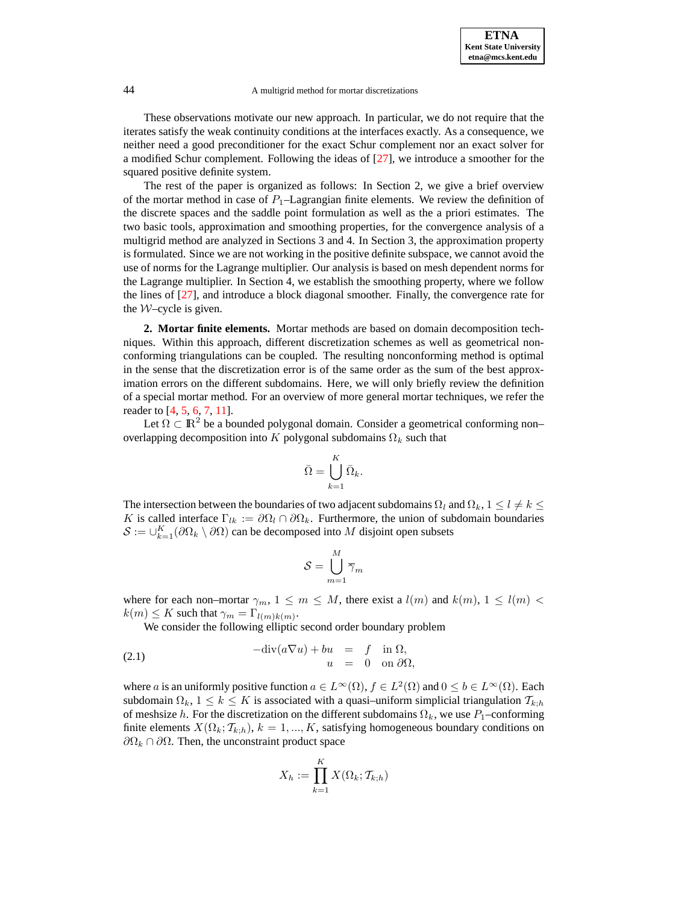These observations motivate our new approach. In particular, we do not require that the iterates satisfy the weak continuity conditions at the interfaces exactly. As a consequence, we neither need a good preconditioner for the exact Schur complement nor an exact solver for a modified Schur complement. Following the ideas of [27], we introduce a smoother for the squared positive definite system.

The rest of the paper is organized as follows: In Section 2, we give a brief overview of the mortar method in case of $P_1$–Lagrangian finite elements. We review the definition of the discrete spaces and the saddle point formulation as well as the a priori estimates. The two basic tools, approximation and smoothing properties, for the convergence analysis of a multigrid method are analyzed in Sections 3 and 4. In Section 3, the approximation property is formulated. Since we are not working in the positive definite subspace, we cannot avoid the use of norms for the Lagrange multiplier. Our analysis is based on mesh dependent norms for the Lagrange multiplier. In Section 4, we establish the smoothing property, where we follow the lines of [27], and introduce a block diagonal smoother. Finally, the convergence rate for the $\mathcal{W}$–cycle is given.

**2. Mortar finite elements.** Mortar methods are based on domain decomposition techniques. Within this approach, different discretization schemes as well as geometrical nonconforming triangulations can be coupled. The resulting nonconforming method is optimal in the sense that the discretization error is of the same order as the sum of the best approximation errors on the different subdomains. Here, we will only briefly review the definition of a special mortar method. For an overview of more general mortar techniques, we refer the reader to [4, 5, 6, 7, 11].

Let $\Omega \subset \mathbb{R}^2$ be a bounded polygonal domain. Consider a geometrical conforming non–overlapping decomposition into $K$ polygonal subdomains $\Omega_k$ such that

$$\bar{\Omega} = \bigcup_{k=1}^{K} \bar{\Omega}_k.$$

The intersection between the boundaries of two adjacent subdomains $\Omega_l$ and $\Omega_k$, $1 \le l \ne k \le K$ is called interface $\Gamma_{lk} := \partial\Omega_l \cap \partial\Omega_k$. Furthermore, the union of subdomain boundaries $\mathcal{S} := \cup_{k=1}^{K} (\partial\Omega_k \setminus \partial\Omega)$ can be decomposed into $M$ disjoint open subsets

$$\mathcal{S} = \bigcup_{m=1}^{M} \overline{\gamma}_m$$

where for each non–mortar $\gamma_m$, $1 \le m \le M$, there exist a $l(m)$ and $k(m)$, $1 \le l(m) < k(m) \le K$ such that $\gamma_m = \Gamma_{l(m)k(m)}$.

We consider the following elliptic second order boundary problem

$$\begin{aligned} -\operatorname{div}(a\nabla u) + bu &= f \quad \text{in } \Omega, \\ u &= 0 \quad \text{on } \partial\Omega, \end{aligned} \tag{2.1}$$

where $a$ is an uniformly positive function $a \in L^\infty(\Omega)$, $f \in L^2(\Omega)$ and $0 \le b \in L^\infty(\Omega)$. Each subdomain $\Omega_k$, $1 \le k \le K$ is associated with a quasi–uniform simplicial triangulation $\mathcal{T}_{k;h}$ of meshsize $h$. For the discretization on the different subdomains $\Omega_k$, we use $P_1$–conforming finite elements $X(\Omega_k; \mathcal{T}_{k;h})$, $k = 1, ..., K$, satisfying homogeneous boundary conditions on $\partial\Omega_k \cap \partial\Omega$. Then, the unconstraint product space

$$X_h := \prod_{k=1}^{K} X(\Omega_k; \mathcal{T}_{k;h})$$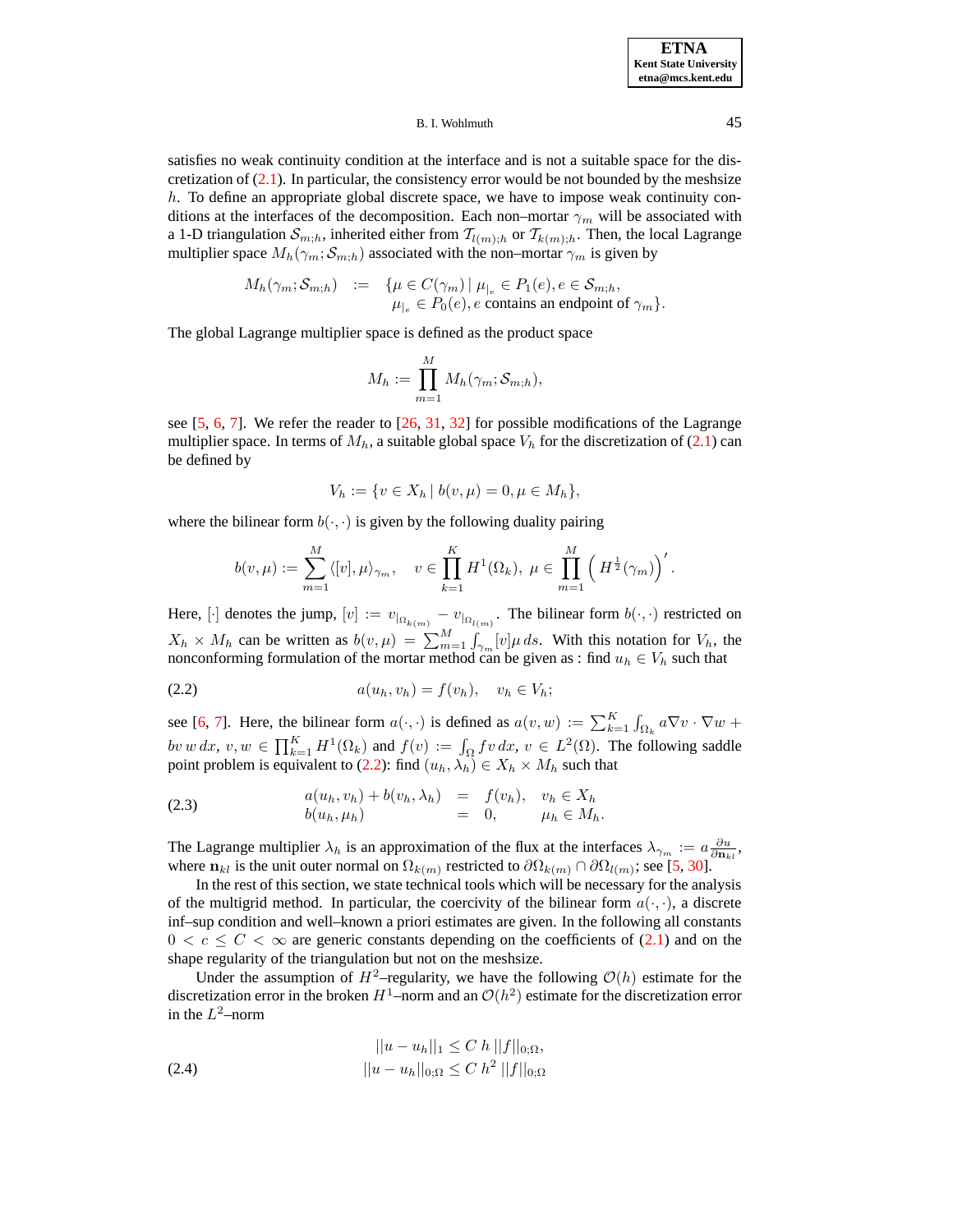satisfies no weak continuity condition at the interface and is not a suitable space for the discretization of (2.1). In particular, the consistency error would be not bounded by the meshsize $h$. To define an appropriate global discrete space, we have to impose weak continuity conditions at the interfaces of the decomposition. Each non–mortar $\gamma_m$ will be associated with a 1-D triangulation $\mathcal{S}_{m;h}$, inherited either from $\mathcal{T}_{l(m);h}$ or $\mathcal{T}_{k(m);h}$. Then, the local Lagrange multiplier space $M_h(\gamma_m; \mathcal{S}_{m;h})$ associated with the non–mortar $\gamma_m$ is given by

$$
\begin{aligned}
M_h(\gamma_m; \mathcal{S}_{m;h}) \quad := \quad & \{\mu \in C(\gamma_m) \,|\, \mu_{|_e} \in P_1(e), e \in \mathcal{S}_{m;h}, \\
& \mu_{|_e} \in P_0(e), e \text{ contains an endpoint of } \gamma_m\}.
\end{aligned}
$$

The global Lagrange multiplier space is defined as the product space

$$
M_h := \prod_{m=1}^{M} M_h(\gamma_m; \mathcal{S}_{m;h}),
$$

see [5, 6, 7]. We refer the reader to [26, 31, 32] for possible modifications of the Lagrange multiplier space. In terms of $M_h$, a suitable global space $V_h$ for the discretization of (2.1) can be defined by

$$
V_h := \{v \in X_h \,|\, b(v, \mu) = 0, \mu \in M_h\},
$$

where the bilinear form $b(\cdot,\cdot)$ is given by the following duality pairing

$$
b(v, \mu) := \sum_{m=1}^{M} \langle [v], \mu \rangle_{\gamma_m}, \quad v \in \prod_{k=1}^{K} H^1(\Omega_k), \; \mu \in \prod_{m=1}^{M} \left( H^{\frac{1}{2}}(\gamma_m) \right)'.
$$

Here, $[\cdot]$ denotes the jump, $[v] := v_{|_{\Omega_{k(m)}}} - v_{|_{\Omega_{l(m)}}}$. The bilinear form $b(\cdot,\cdot)$ restricted on $X_h \times M_h$ can be written as $b(v, \mu) = \sum_{m=1}^{M} \int_{\gamma_m} [v] \mu \, ds$. With this notation for $V_h$, the nonconforming formulation of the mortar method can be given as : find $u_h \in V_h$ such that

$$
a(u_h, v_h) = f(v_h), \quad v_h \in V_h; \tag{2.2}
$$

see [6, 7]. Here, the bilinear form $a(\cdot,\cdot)$ is defined as $a(v, w) := \sum_{k=1}^{K} \int_{\Omega_k} a \nabla v \cdot \nabla w + b v \, w \, dx$, $v, w \in \prod_{k=1}^{K} H^1(\Omega_k)$ and $f(v) := \int_\Omega f v \, dx$, $v \in L^2(\Omega)$. The following saddle point problem is equivalent to (2.2): find $(u_h, \lambda_h) \in X_h \times M_h$ such that

$$
\begin{aligned}
a(u_h, v_h) + b(v_h, \lambda_h) &= f(v_h), \quad v_h \in X_h \\
b(u_h, \mu_h) &= 0, \qquad \mu_h \in M_h.
\end{aligned} \tag{2.3}
$$

The Lagrange multiplier $\lambda_h$ is an approximation of the flux at the interfaces $\lambda_{\gamma_m} := a \frac{\partial u}{\partial \mathbf{n}_{kl}}$, where $\mathbf{n}_{kl}$ is the unit outer normal on $\Omega_{k(m)}$ restricted to $\partial\Omega_{k(m)} \cap \partial\Omega_{l(m)}$; see [5, 30].

In the rest of this section, we state technical tools which will be necessary for the analysis of the multigrid method. In particular, the coercivity of the bilinear form $a(\cdot,\cdot)$, a discrete inf–sup condition and well–known a priori estimates are given. In the following all constants $0 < c \leq C < \infty$ are generic constants depending on the coefficients of (2.1) and on the shape regularity of the triangulation but not on the meshsize.

Under the assumption of $H^2$–regularity, we have the following $\mathcal{O}(h)$ estimate for the discretization error in the broken $H^1$–norm and an $\mathcal{O}(h^2)$ estimate for the discretization error in the $L^2$–norm

$$
\begin{aligned}
||u - u_h||_1 &\leq C \, h \, ||f||_{0;\Omega}, \\
||u - u_h||_{0;\Omega} &\leq C \, h^2 \, ||f||_{0;\Omega}
\end{aligned} \tag{2.4}
$$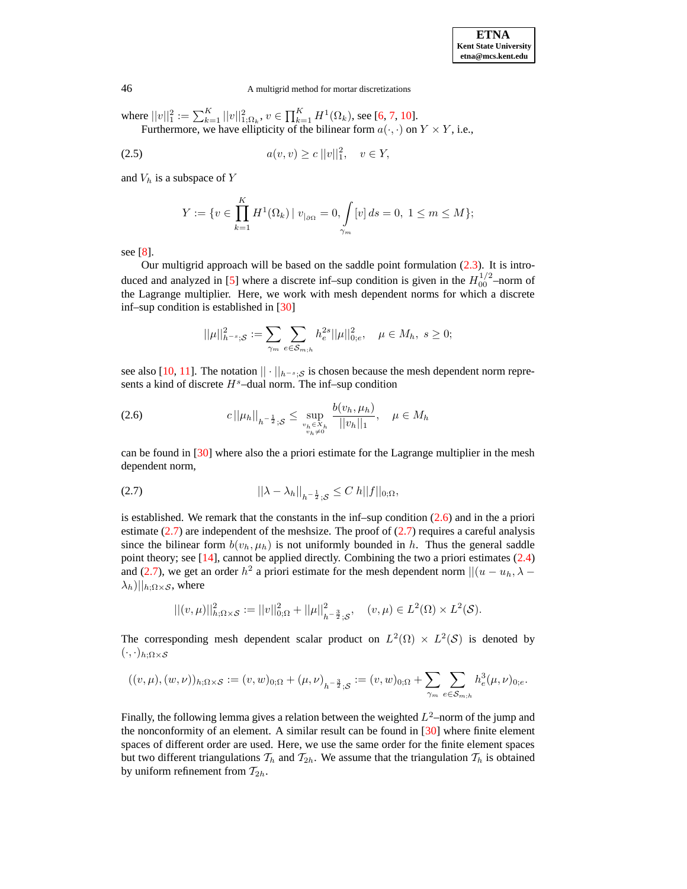where $||v||_1^2 := \sum_{k=1}^K ||v||^2_{1;\Omega_k}$, $v \in \prod_{k=1}^K H^1(\Omega_k)$, see [6, 7, 10].

Furthermore, we have ellipticity of the bilinear form $a(\cdot,\cdot)$ on $Y \times Y$, i.e.,

$$a(v,v) \geq c\,||v||_1^2, \quad v \in Y, \tag{2.5}$$

and $V_h$ is a subspace of $Y$

$$Y := \{v \in \prod_{k=1}^K H^1(\Omega_k) \mid v_{|\partial\Omega} = 0, \int_{\gamma_m} [v]\, ds = 0,\ 1 \leq m \leq M\};$$

see [8].

Our multigrid approach will be based on the saddle point formulation (2.3). It is introduced and analyzed in [5] where a discrete inf–sup condition is given in the $H_{00}^{1/2}$–norm of the Lagrange multiplier. Here, we work with mesh dependent norms for which a discrete inf–sup condition is established in [30]

$$||\mu||^2_{h^{-s};\mathcal{S}} := \sum_{\gamma_m} \sum_{e \in \mathcal{S}_{m;h}} h_e^{2s} ||\mu||^2_{0;e}, \quad \mu \in M_h,\ s \geq 0;$$

see also [10, 11]. The notation $||\cdot||_{h^{-s};\mathcal{S}}$ is chosen because the mesh dependent norm represents a kind of discrete $H^s$–dual norm. The inf–sup condition

$$c\,||\mu_h||_{h^{-\frac{1}{2}};\mathcal{S}} \leq \sup_{\substack{v_h \in X_h \\ v_h \neq 0}} \frac{b(v_h,\mu_h)}{||v_h||_1}, \quad \mu \in M_h \tag{2.6}$$

can be found in [30] where also the a priori estimate for the Lagrange multiplier in the mesh dependent norm,

$$||\lambda - \lambda_h||_{h^{-\frac{1}{2}};\mathcal{S}} \leq C\,h||f||_{0;\Omega}, \tag{2.7}$$

is established. We remark that the constants in the inf–sup condition (2.6) and in the a priori estimate (2.7) are independent of the meshsize. The proof of (2.7) requires a careful analysis since the bilinear form $b(v_h,\mu_h)$ is not uniformly bounded in $h$. Thus the general saddle point theory; see [14], cannot be applied directly. Combining the two a priori estimates (2.4) and (2.7), we get an order $h^2$ a priori estimate for the mesh dependent norm $||(u-u_h, \lambda - \lambda_h)||_{h;\Omega\times\mathcal{S}}$, where

$$||(v,\mu)||^2_{h;\Omega\times\mathcal{S}} := ||v||^2_{0;\Omega} + ||\mu||^2_{h^{-\frac{3}{2}};\mathcal{S}}, \quad (v,\mu) \in L^2(\Omega)\times L^2(\mathcal{S}).$$

The corresponding mesh dependent scalar product on $L^2(\Omega)\times L^2(\mathcal{S})$ is denoted by $(\cdot,\cdot)_{h;\Omega\times\mathcal{S}}$

$$((v,\mu),(w,\nu))_{h;\Omega\times\mathcal{S}} := (v,w)_{0;\Omega} + (\mu,\nu)_{h^{-\frac{3}{2}};\mathcal{S}} := (v,w)_{0;\Omega} + \sum_{\gamma_m}\sum_{e\in\mathcal{S}_{m;h}} h_e^3(\mu,\nu)_{0;e}.$$

Finally, the following lemma gives a relation between the weighted $L^2$–norm of the jump and the nonconformity of an element. A similar result can be found in [30] where finite element spaces of different order are used. Here, we use the same order for the finite element spaces but two different triangulations $\mathcal{T}_h$ and $\mathcal{T}_{2h}$. We assume that the triangulation $\mathcal{T}_h$ is obtained by uniform refinement from $\mathcal{T}_{2h}$.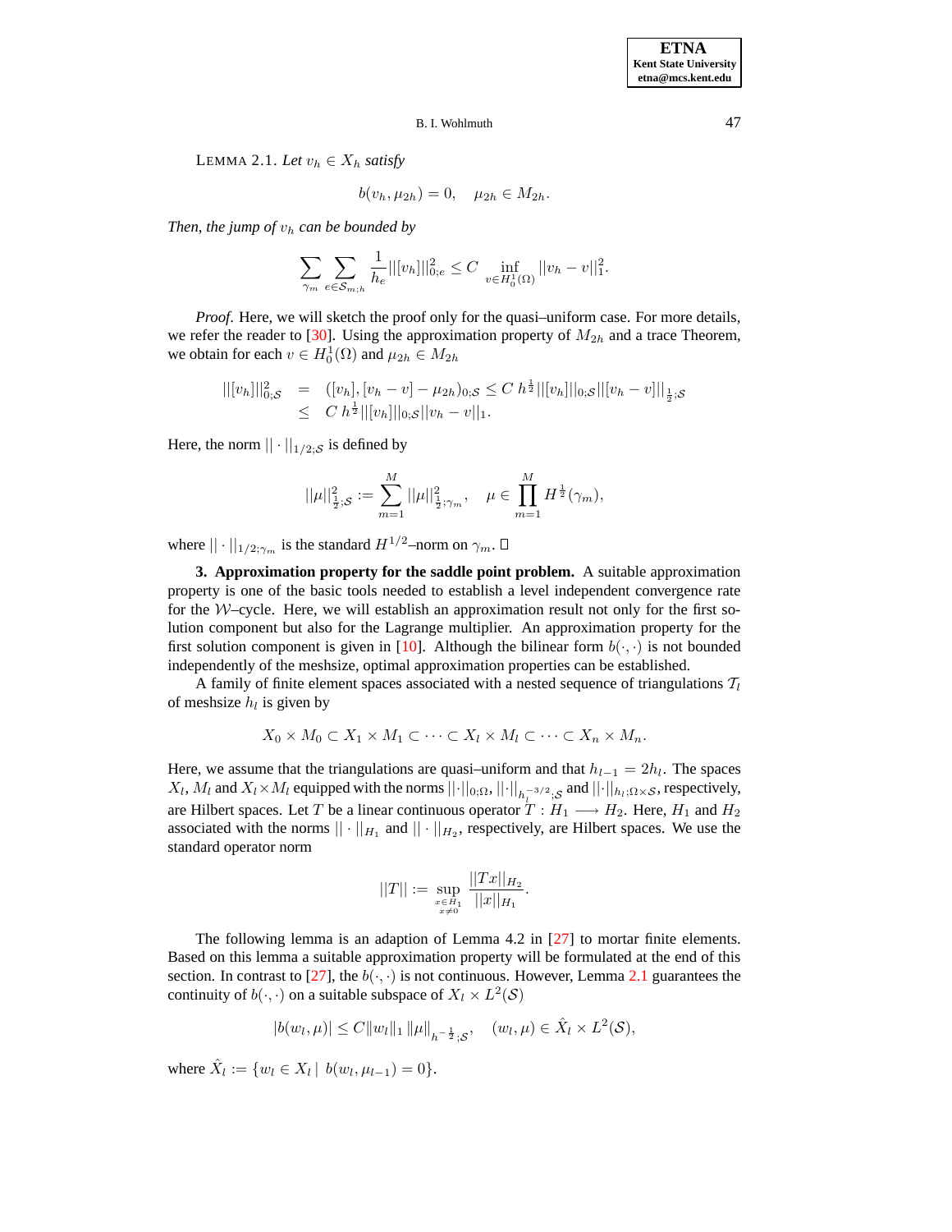LEMMA 2.1. *Let $v_h \in X_h$ satisfy*

$$b(v_h, \mu_{2h}) = 0, \quad \mu_{2h} \in M_{2h}.$$

*Then, the jump of $v_h$ can be bounded by*

$$\sum_{\gamma_m} \sum_{e \in \mathcal{S}_{m;h}} \frac{1}{h_e} ||[v_h]||_{0;e}^2 \leq C \inf_{v \in H_0^1(\Omega)} ||v_h - v||_1^2.$$

*Proof*. Here, we will sketch the proof only for the quasi–uniform case. For more details, we refer the reader to [30]. Using the approximation property of $M_{2h}$ and a trace Theorem, we obtain for each $v \in H_0^1(\Omega)$ and $\mu_{2h} \in M_{2h}$

$$\begin{array}{rcl} ||[v_h]||_{0;\mathcal{S}}^2 & = & ([v_h], [v_h - v] - \mu_{2h})_{0;\mathcal{S}} \leq C\, h^{\frac{1}{2}} ||[v_h]||_{0;\mathcal{S}} ||[v_h - v]||_{\frac{1}{2};\mathcal{S}} \\ & \leq & C\, h^{\frac{1}{2}} ||[v_h]||_{0;\mathcal{S}} ||v_h - v||_1. \end{array}$$

Here, the norm $|| \cdot ||_{1/2;\mathcal{S}}$ is defined by

$$||\mu||_{\frac{1}{2};\mathcal{S}}^2 := \sum_{m=1}^{M} ||\mu||_{\frac{1}{2};\gamma_m}^2, \quad \mu \in \prod_{m=1}^{M} H^{\frac{1}{2}}(\gamma_m),$$

where $|| \cdot ||_{1/2;\gamma_m}$ is the standard $H^{1/2}$–norm on $\gamma_m$. $\square$

**3. Approximation property for the saddle point problem.** A suitable approximation property is one of the basic tools needed to establish a level independent convergence rate for the $\mathcal{W}$–cycle. Here, we will establish an approximation result not only for the first solution component but also for the Lagrange multiplier. An approximation property for the first solution component is given in [10]. Although the bilinear form $b(\cdot, \cdot)$ is not bounded independently of the meshsize, optimal approximation properties can be established.

A family of finite element spaces associated with a nested sequence of triangulations $\mathcal{T}_l$ of meshsize $h_l$ is given by

$$X_0 \times M_0 \subset X_1 \times M_1 \subset \cdots \subset X_l \times M_l \subset \cdots \subset X_n \times M_n.$$

Here, we assume that the triangulations are quasi–uniform and that $h_{l-1} = 2h_l$. The spaces $X_l$, $M_l$ and $X_l \times M_l$ equipped with the norms $||\cdot||_{0;\Omega}$, $||\cdot||_{h_l^{-3/2};\mathcal{S}}$ and $||\cdot||_{h_l;\Omega\times\mathcal{S}}$, respectively, are Hilbert spaces. Let $T$ be a linear continuous operator $T : H_1 \longrightarrow H_2$. Here, $H_1$ and $H_2$ associated with the norms $|| \cdot ||_{H_1}$ and $|| \cdot ||_{H_2}$, respectively, are Hilbert spaces. We use the standard operator norm

$$||T|| := \sup_{\substack{x \in H_1 \\ x \neq 0}} \frac{||Tx||_{H_2}}{||x||_{H_1}}.$$

The following lemma is an adaption of Lemma 4.2 in [27] to mortar finite elements. Based on this lemma a suitable approximation property will be formulated at the end of this section. In contrast to [27], the $b(\cdot, \cdot)$ is not continuous. However, Lemma 2.1 guarantees the continuity of $b(\cdot, \cdot)$ on a suitable subspace of $X_l \times L^2(\mathcal{S})$

$$|b(w_l, \mu)| \leq C \|w_l\|_1 \, \|\mu\|_{h^{-\frac{1}{2}};\mathcal{S}}, \quad (w_l, \mu) \in \hat{X}_l \times L^2(\mathcal{S}),$$

where $\hat{X}_l := \{w_l \in X_l \mid \, b(w_l, \mu_{l-1}) = 0\}$.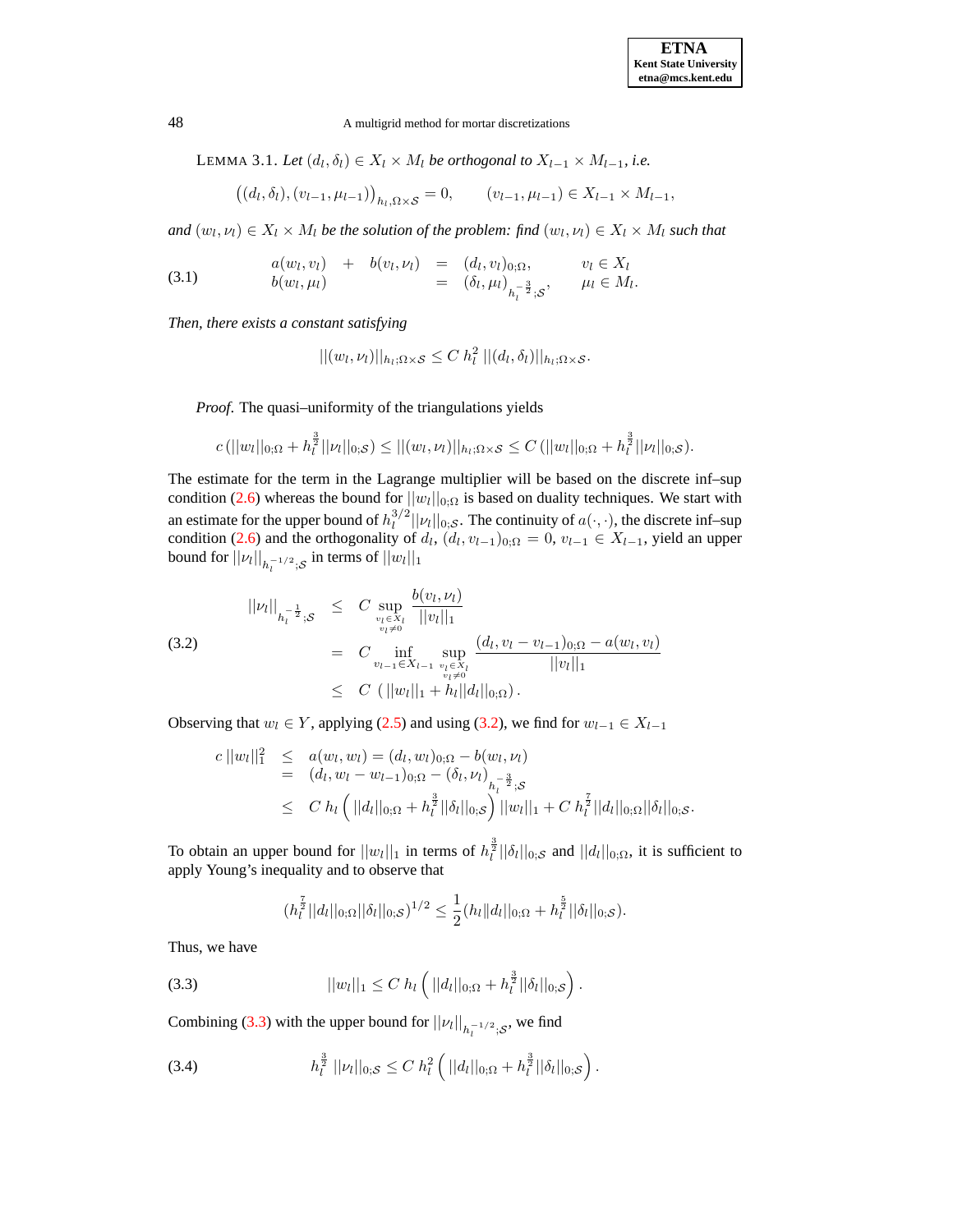LEMMA 3.1. *Let $(d_l, \delta_l) \in X_l \times M_l$ be orthogonal to $X_{l-1} \times M_{l-1}$, i.e.*

$$\big((d_l, \delta_l), (v_{l-1}, \mu_{l-1})\big)_{h_l, \Omega\times\mathcal{S}} = 0, \qquad (v_{l-1}, \mu_{l-1}) \in X_{l-1} \times M_{l-1},$$

*and $(w_l, \nu_l) \in X_l \times M_l$ be the solution of the problem: find $(w_l, \nu_l) \in X_l \times M_l$ such that*

$$\begin{array}{llllll} a(w_l, v_l) & + & b(v_l, \nu_l) & = & (d_l, v_l)_{0;\Omega}, & v_l \in X_l \\ b(w_l, \mu_l) & & & = & (\delta_l, \mu_l)_{h_l^{-\frac{3}{2}};\mathcal{S}}, & \mu_l \in M_l. \end{array} \tag{3.1}$$

*Then, there exists a constant satisfying*

$$||(w_l, \nu_l)||_{h_l;\Omega\times\mathcal{S}} \leq C\, h_l^2\, ||(d_l, \delta_l)||_{h_l;\Omega\times\mathcal{S}}.$$

*Proof.* The quasi–uniformity of the triangulations yields

$$c\,(||w_l||_{0;\Omega} + h_l^{\frac{3}{2}}||\nu_l||_{0;\mathcal{S}}) \leq ||(w_l, \nu_l)||_{h_l;\Omega\times\mathcal{S}} \leq C\,(||w_l||_{0;\Omega} + h_l^{\frac{3}{2}}||\nu_l||_{0;\mathcal{S}}).$$

The estimate for the term in the Lagrange multiplier will be based on the discrete inf–sup condition (2.6) whereas the bound for $||w_l||_{0;\Omega}$ is based on duality techniques. We start with an estimate for the upper bound of $h_l^{3/2}||\nu_l||_{0;\mathcal{S}}$. The continuity of $a(\cdot,\cdot)$, the discrete inf–sup condition (2.6) and the orthogonality of $d_l$, $(d_l, v_{l-1})_{0;\Omega} = 0$, $v_{l-1} \in X_{l-1}$, yield an upper bound for $||\nu_l||_{h_l^{-1/2};\mathcal{S}}$ in terms of $||w_l||_1$

$$\begin{array}{lll} ||\nu_l||_{h_l^{-\frac{1}{2}};\mathcal{S}} & \leq & C \displaystyle\sup_{\substack{v_l \in X_l \\ v_l \neq 0}} \frac{b(v_l, \nu_l)}{||v_l||_1} \\ & = & C \displaystyle\inf_{v_{l-1} \in X_{l-1}} \sup_{\substack{v_l \in X_l \\ v_l \neq 0}} \frac{(d_l, v_l - v_{l-1})_{0;\Omega} - a(w_l, v_l)}{||v_l||_1} \\ & \leq & C\ \left(||w_l||_1 + h_l ||d_l||_{0;\Omega}\right). \end{array} \tag{3.2}$$

Observing that $w_l \in Y$, applying (2.5) and using (3.2), we find for $w_{l-1} \in X_{l-1}$

$$\begin{array}{lll} c\,||w_l||_1^2 & \leq & a(w_l, w_l) = (d_l, w_l)_{0;\Omega} - b(w_l, \nu_l) \\ & = & (d_l, w_l - w_{l-1})_{0;\Omega} - (\delta_l, \nu_l)_{h_l^{-\frac{3}{2}};\mathcal{S}} \\ & \leq & C\, h_l \left(||d_l||_{0;\Omega} + h_l^{\frac{3}{2}}||\delta_l||_{0;\mathcal{S}}\right)||w_l||_1 + C\, h_l^{\frac{7}{2}}||d_l||_{0;\Omega}||\delta_l||_{0;\mathcal{S}}. \end{array}$$

To obtain an upper bound for $||w_l||_1$ in terms of $h_l^{\frac{3}{2}}||\delta_l||_{0;\mathcal{S}}$ and $||d_l||_{0;\Omega}$, it is sufficient to apply Young's inequality and to observe that

$$(h_l^{\frac{7}{2}}||d_l||_{0;\Omega}||\delta_l||_{0;\mathcal{S}})^{1/2} \leq \frac{1}{2}(h_l\|d_l||_{0;\Omega} + h_l^{\frac{5}{2}}||\delta_l||_{0;\mathcal{S}}).$$

Thus, we have

$$||w_l||_1 \leq C\, h_l \left(||d_l||_{0;\Omega} + h_l^{\frac{3}{2}}||\delta_l||_{0;\mathcal{S}}\right). \tag{3.3}$$

Combining (3.3) with the upper bound for $||\nu_l||_{h_l^{-1/2};\mathcal{S}}$, we find

$$h_l^{\frac{3}{2}}\,||\nu_l||_{0;\mathcal{S}} \leq C\, h_l^2 \left(||d_l||_{0;\Omega} + h_l^{\frac{3}{2}}||\delta_l||_{0;\mathcal{S}}\right). \tag{3.4}$$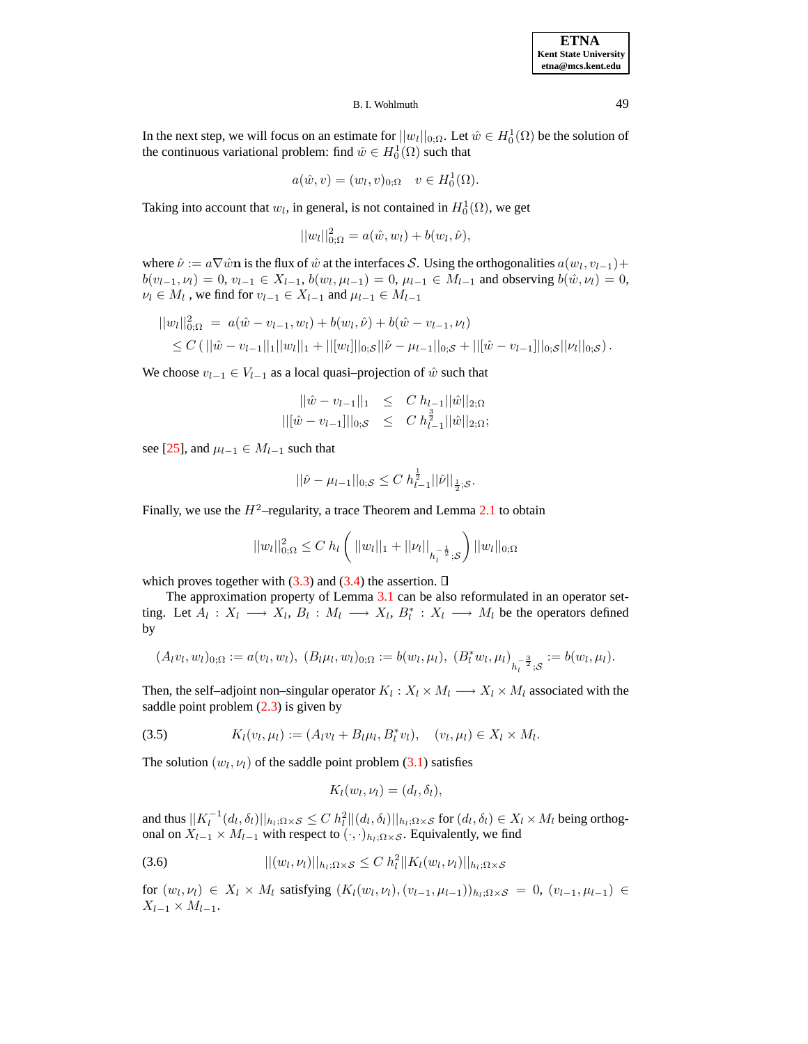In the next step, we will focus on an estimate for $||w_l||_{0;\Omega}$. Let $\hat{w} \in H_0^1(\Omega)$ be the solution of the continuous variational problem: find $\hat{w} \in H_0^1(\Omega)$ such that

$$a(\hat{w}, v) = (w_l, v)_{0;\Omega} \quad v \in H_0^1(\Omega).$$

Taking into account that $w_l$, in general, is not contained in $H_0^1(\Omega)$, we get

$$||w_l||_{0;\Omega}^2 = a(\hat{w}, w_l) + b(w_l, \hat{\nu}),$$

where $\hat{\nu} := a\nabla\hat{w}\mathbf{n}$ is the flux of $\hat{w}$ at the interfaces $\mathcal{S}$. Using the orthogonalities $a(w_l, v_{l-1}) + b(v_{l-1}, \nu_l) = 0$, $v_{l-1} \in X_{l-1}$, $b(w_l, \mu_{l-1}) = 0$, $\mu_{l-1} \in M_{l-1}$ and observing $b(\hat{w}, \nu_l) = 0$, $\nu_l \in M_l$ , we find for $v_{l-1} \in X_{l-1}$ and $\mu_{l-1} \in M_{l-1}$

$$\begin{aligned}
||w_l||_{0;\Omega}^2 &= a(\hat{w} - v_{l-1}, w_l) + b(w_l, \hat{\nu}) + b(\hat{w} - v_{l-1}, \nu_l) \\
&\leq C\left( ||\hat{w} - v_{l-1}||_1 ||w_l||_1 + ||[w_l]||_{0;\mathcal{S}} ||\hat{\nu} - \mu_{l-1}||_{0;\mathcal{S}} + ||[\hat{w} - v_{l-1}]||_{0;\mathcal{S}} ||\nu_l||_{0;\mathcal{S}} \right).
\end{aligned}$$

We choose $v_{l-1} \in V_{l-1}$ as a local quasi–projection of $\hat{w}$ such that

$$\begin{aligned}
||\hat{w} - v_{l-1}||_1 &\leq C\, h_{l-1} ||\hat{w}||_{2;\Omega} \\
||[\hat{w} - v_{l-1}]||_{0;\mathcal{S}} &\leq C\, h_{l-1}^{\frac{3}{2}} ||\hat{w}||_{2;\Omega};
\end{aligned}$$

see [25], and $\mu_{l-1} \in M_{l-1}$ such that

$$||\hat{\nu} - \mu_{l-1}||_{0;\mathcal{S}} \leq C\, h_{l-1}^{\frac{1}{2}} ||\hat{\nu}||_{\frac{1}{2};\mathcal{S}}.$$

Finally, we use the $H^2$–regularity, a trace Theorem and Lemma 2.1 to obtain

$$||w_l||_{0;\Omega}^2 \leq C\, h_l \left( ||w_l||_1 + ||\nu_l||_{h_l^{-\frac{1}{2}};\mathcal{S}} \right) ||w_l||_{0;\Omega}$$

which proves together with (3.3) and (3.4) the assertion. $\square$

The approximation property of Lemma 3.1 can be also reformulated in an operator setting. Let $A_l : X_l \longrightarrow X_l$, $B_l : M_l \longrightarrow X_l$, $B_l^* : X_l \longrightarrow M_l$ be the operators defined by

$$(A_l v_l, w_l)_{0;\Omega} := a(v_l, w_l),\ (B_l \mu_l, w_l)_{0;\Omega} := b(w_l, \mu_l),\ (B_l^* w_l, \mu_l)_{h_l^{-\frac{3}{2}};\mathcal{S}} := b(w_l, \mu_l).$$

Then, the self–adjoint non–singular operator $K_l : X_l \times M_l \longrightarrow X_l \times M_l$ associated with the saddle point problem (2.3) is given by

$$K_l(v_l, \mu_l) := (A_l v_l + B_l \mu_l, B_l^* v_l), \quad (v_l, \mu_l) \in X_l \times M_l. \tag{3.5}$$

The solution $(w_l, \nu_l)$ of the saddle point problem (3.1) satisfies

$$K_l(w_l, \nu_l) = (d_l, \delta_l),$$

and thus $||K_l^{-1}(d_l, \delta_l)||_{h_l;\Omega\times\mathcal{S}} \leq C\, h_l^2 ||(d_l, \delta_l)||_{h_l;\Omega\times\mathcal{S}}$ for $(d_l, \delta_l) \in X_l \times M_l$ being orthogonal on $X_{l-1} \times M_{l-1}$ with respect to $(\cdot,\cdot)_{h_l;\Omega\times\mathcal{S}}$. Equivalently, we find

$$||(w_l, \nu_l)||_{h_l;\Omega\times\mathcal{S}} \leq C\, h_l^2 ||K_l(w_l, \nu_l)||_{h_l;\Omega\times\mathcal{S}} \tag{3.6}$$

for $(w_l, \nu_l) \in X_l \times M_l$ satisfying $(K_l(w_l, \nu_l), (v_{l-1}, \mu_{l-1}))_{h_l;\Omega\times\mathcal{S}} = 0$, $(v_{l-1}, \mu_{l-1}) \in X_{l-1} \times M_{l-1}$.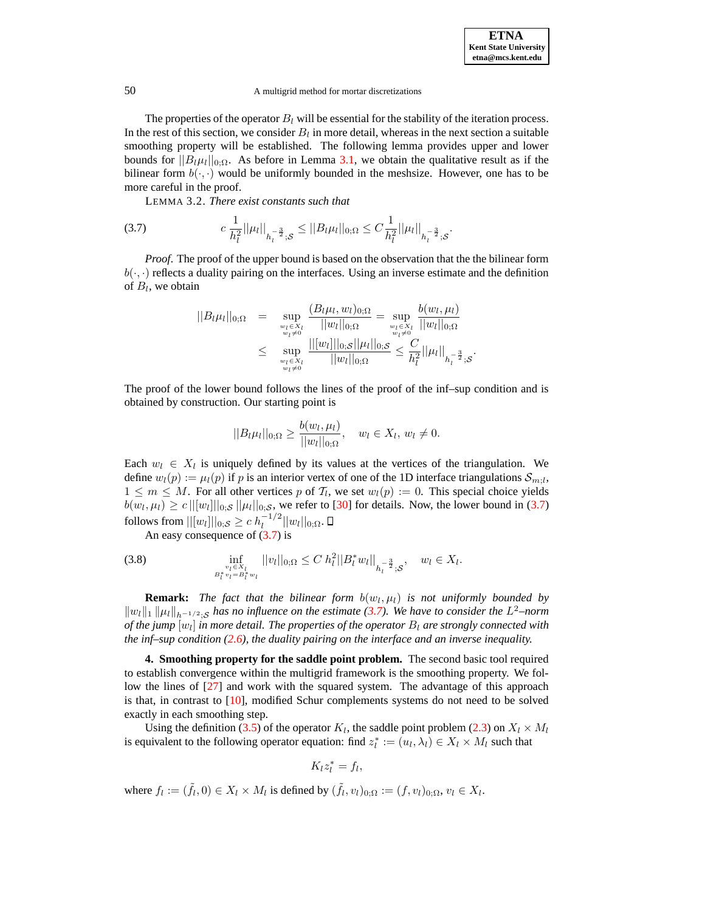The properties of the operator $B_l$ will be essential for the stability of the iteration process. In the rest of this section, we consider $B_l$ in more detail, whereas in the next section a suitable smoothing property will be established. The following lemma provides upper and lower bounds for $||B_l \mu_l||_{0;\Omega}$. As before in Lemma 3.1, we obtain the qualitative result as if the bilinear form $b(\cdot,\cdot)$ would be uniformly bounded in the meshsize. However, one has to be more careful in the proof.

LEMMA 3.2. *There exist constants such that*

$$c\,\frac{1}{h_l^2}||\mu_l||_{h_l^{-\frac{3}{2}};\mathcal{S}} \le ||B_l \mu_l||_{0;\Omega} \le C\frac{1}{h_l^2}||\mu_l||_{h_l^{-\frac{3}{2}};\mathcal{S}}. \tag{3.7}$$

*Proof.* The proof of the upper bound is based on the observation that the the bilinear form $b(\cdot,\cdot)$ reflects a duality pairing on the interfaces. Using an inverse estimate and the definition of $B_l$, we obtain

$$\begin{aligned}
||B_l\mu_l||_{0;\Omega} &= \sup_{\substack{w_l \in X_l\\ w_l \neq 0}} \frac{(B_l\mu_l, w_l)_{0;\Omega}}{||w_l||_{0;\Omega}} = \sup_{\substack{w_l \in X_l\\ w_l \neq 0}} \frac{b(w_l,\mu_l)}{||w_l||_{0;\Omega}} \\
&\le \sup_{\substack{w_l \in X_l\\ w_l \neq 0}} \frac{||[w_l]||_{0;\mathcal{S}}||\mu_l||_{0;\mathcal{S}}}{||w_l||_{0;\Omega}} \le \frac{C}{h_l^2}||\mu_l||_{h_l^{-\frac{3}{2}};\mathcal{S}}.
\end{aligned}$$

The proof of the lower bound follows the lines of the proof of the inf–sup condition and is obtained by construction. Our starting point is

$$||B_l\mu_l||_{0;\Omega} \ge \frac{b(w_l,\mu_l)}{||w_l||_{0;\Omega}}, \quad w_l \in X_l,\; w_l \neq 0.$$

Each $w_l \in X_l$ is uniquely defined by its values at the vertices of the triangulation. We define $w_l(p) := \mu_l(p)$ if $p$ is an interior vertex of one of the 1D interface triangulations $\mathcal{S}_{m;l}$, $1 \le m \le M$. For all other vertices $p$ of $\mathcal{T}_l$, we set $w_l(p) := 0$. This special choice yields $b(w_l,\mu_l) \ge c\,||[w_l]||_{0;\mathcal{S}}\,||\mu_l||_{0;\mathcal{S}}$, we refer to [30] for details. Now, the lower bound in (3.7) follows from $||[w_l]||_{0;\mathcal{S}} \ge c\,h_l^{-1/2}||w_l||_{0;\Omega}$. $\square$

An easy consequence of (3.7) is

$$\inf_{\substack{v_l \in X_l\\ B_l^* v_l = B_l^* w_l}} ||v_l||_{0;\Omega} \le C\,h_l^2||B_l^* w_l||_{h_l^{-\frac{3}{2}};\mathcal{S}}, \quad w_l \in X_l. \tag{3.8}$$

**Remark:** *The fact that the bilinear form $b(w_l,\mu_l)$ is not uniformly bounded by $\|w_l\|_1\,\|\mu_l\|_{h^{-1/2};\mathcal{S}}$ has no influence on the estimate (3.7). We have to consider the $L^2$–norm of the jump $[w_l]$ in more detail. The properties of the operator $B_l$ are strongly connected with the inf–sup condition (2.6), the duality pairing on the interface and an inverse inequality.*

**4. Smoothing property for the saddle point problem.** The second basic tool required to establish convergence within the multigrid framework is the smoothing property. We follow the lines of [27] and work with the squared system. The advantage of this approach is that, in contrast to [10], modified Schur complements systems do not need to be solved exactly in each smoothing step.

Using the definition (3.5) of the operator $K_l$, the saddle point problem (2.3) on $X_l \times M_l$ is equivalent to the following operator equation: find $z_l^* := (u_l, \lambda_l) \in X_l \times M_l$ such that

$$K_l z_l^* = f_l,$$

where $f_l := (\tilde{f}_l, 0) \in X_l \times M_l$ is defined by $(\tilde{f}_l, v_l)_{0;\Omega} := (f, v_l)_{0;\Omega}$, $v_l \in X_l$.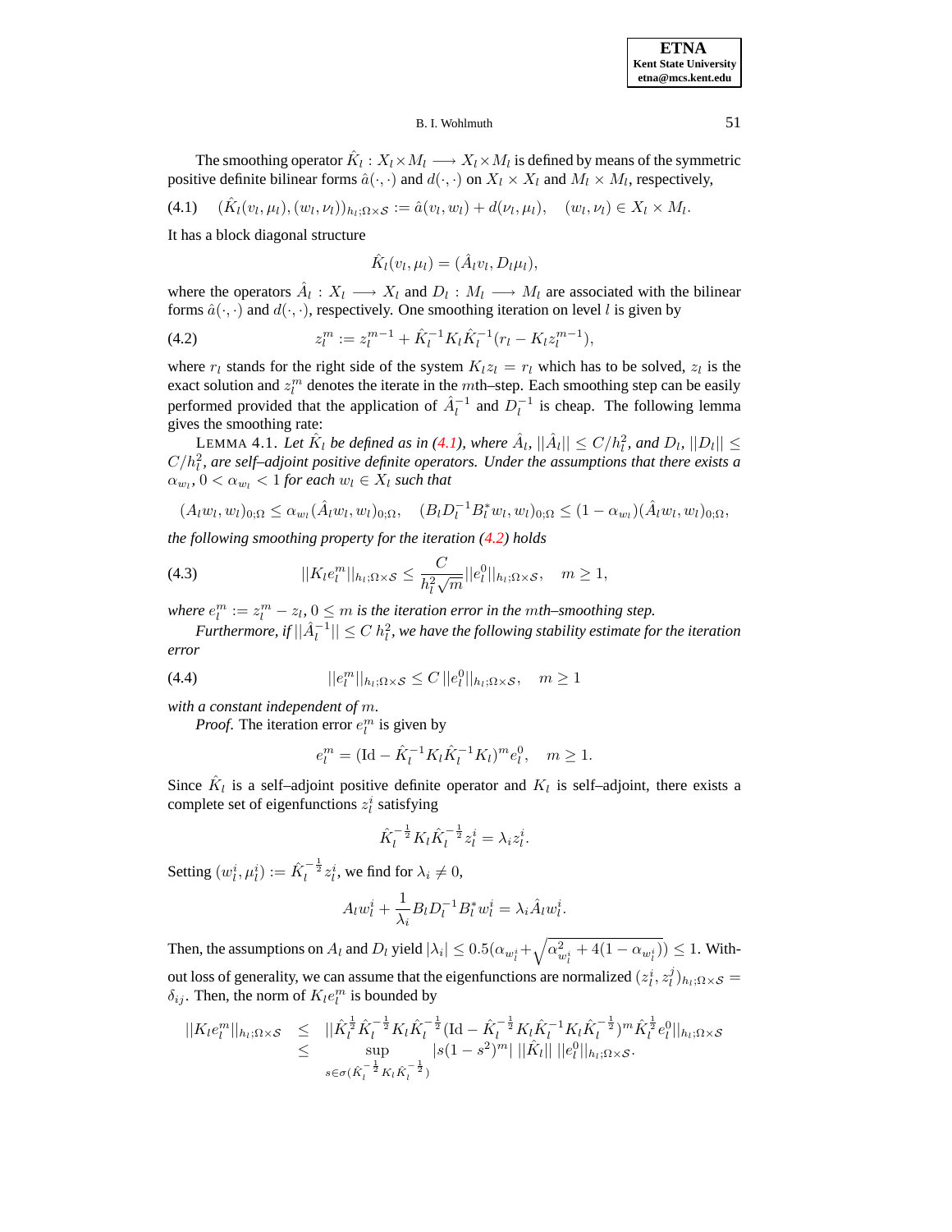The smoothing operator $\hat{K}_l : X_l \times M_l \longrightarrow X_l \times M_l$ is defined by means of the symmetric positive definite bilinear forms $\hat{a}(\cdot,\cdot)$ and $d(\cdot,\cdot)$ on $X_l \times X_l$ and $M_l \times M_l$, respectively,

$$(4.1) \qquad (\hat{K}_l(v_l,\mu_l),(w_l,\nu_l))_{h_l;\Omega\times\mathcal{S}} := \hat{a}(v_l,w_l) + d(\nu_l,\mu_l), \quad (w_l,\nu_l) \in X_l \times M_l.$$

It has a block diagonal structure

$$\hat{K}_l(v_l,\mu_l) = (\hat{A}_l v_l, D_l \mu_l),$$

where the operators $\hat{A}_l : X_l \longrightarrow X_l$ and $D_l : M_l \longrightarrow M_l$ are associated with the bilinear forms $\hat{a}(\cdot,\cdot)$ and $d(\cdot,\cdot)$, respectively. One smoothing iteration on level $l$ is given by

$$(4.2) \qquad z_l^m := z_l^{m-1} + \hat{K}_l^{-1} K_l \hat{K}_l^{-1}(r_l - K_l z_l^{m-1}),$$

where $r_l$ stands for the right side of the system $K_l z_l = r_l$ which has to be solved, $z_l$ is the exact solution and $z_l^m$ denotes the iterate in the $m$th–step. Each smoothing step can be easily performed provided that the application of $\hat{A}_l^{-1}$ and $D_l^{-1}$ is cheap. The following lemma gives the smoothing rate:

LEMMA 4.1. *Let $\hat{K}_l$ be defined as in (4.1), where $\hat{A}_l$, $||\hat{A}_l|| \le C/h_l^2$, and $D_l$, $||D_l|| \le C/h_l^2$, are self–adjoint positive definite operators. Under the assumptions that there exists a $\alpha_{w_l}$, $0 < \alpha_{w_l} < 1$ for each $w_l \in X_l$ such that*

$$(A_l w_l, w_l)_{0;\Omega} \le \alpha_{w_l} (\hat{A}_l w_l, w_l)_{0;\Omega}, \quad (B_l D_l^{-1} B_l^* w_l, w_l)_{0;\Omega} \le (1-\alpha_{w_l})(\hat{A}_l w_l, w_l)_{0;\Omega},$$

*the following smoothing property for the iteration (4.2) holds*

$$(4.3) \qquad ||K_l e_l^m||_{h_l;\Omega\times\mathcal{S}} \le \frac{C}{h_l^2\sqrt{m}} ||e_l^0||_{h_l;\Omega\times\mathcal{S}}, \quad m \ge 1,$$

*where $e_l^m := z_l^m - z_l$, $0 \le m$ is the iteration error in the $m$th–smoothing step.*

*Furthermore, if $||\hat{A}_l^{-1}|| \le C\, h_l^2$, we have the following stability estimate for the iteration error*

$$(4.4) \qquad ||e_l^m||_{h_l;\Omega\times\mathcal{S}} \le C\, ||e_l^0||_{h_l;\Omega\times\mathcal{S}}, \quad m \ge 1$$

*with a constant independent of $m$.*

*Proof.* The iteration error $e_l^m$ is given by

$$e_l^m = (\mathrm{Id} - \hat{K}_l^{-1} K_l \hat{K}_l^{-1} K_l)^m e_l^0, \quad m \ge 1.$$

Since $\hat{K}_l$ is a self–adjoint positive definite operator and $K_l$ is self–adjoint, there exists a complete set of eigenfunctions $z_l^i$ satisfying

$$\hat{K}_l^{-\frac{1}{2}} K_l \hat{K}_l^{-\frac{1}{2}} z_l^i = \lambda_i z_l^i.$$

Setting $(w_l^i, \mu_l^i) := \hat{K}_l^{-\frac{1}{2}} z_l^i$, we find for $\lambda_i \ne 0$,

$$A_l w_l^i + \frac{1}{\lambda_i} B_l D_l^{-1} B_l^* w_l^i = \lambda_i \hat{A}_l w_l^i.$$

Then, the assumptions on $A_l$ and $D_l$ yield $|\lambda_i| \le 0.5(\alpha_{w_l^i} + \sqrt{\alpha_{w_l^i}^2 + 4(1-\alpha_{w_l^i})}) \le 1$. Without loss of generality, we can assume that the eigenfunctions are normalized $(z_l^i, z_l^j)_{h_l;\Omega\times\mathcal{S}} = \delta_{ij}$. Then, the norm of $K_l e_l^m$ is bounded by

$$\begin{aligned} ||K_l e_l^m||_{h_l;\Omega\times\mathcal{S}} &\le ||\hat{K}_l^{\frac{1}{2}} \hat{K}_l^{-\frac{1}{2}} K_l \hat{K}_l^{-\frac{1}{2}} (\mathrm{Id} - \hat{K}_l^{-\frac{1}{2}} K_l \hat{K}_l^{-1} K_l \hat{K}_l^{-\frac{1}{2}})^m \hat{K}_l^{\frac{1}{2}} e_l^0||_{h_l;\Omega\times\mathcal{S}} \\ &\le \sup_{s\in\sigma(\hat{K}_l^{-\frac{1}{2}} K_l \hat{K}_l^{-\frac{1}{2}})} |s(1-s^2)^m| \, ||\hat{K}_l|| \, ||e_l^0||_{h_l;\Omega\times\mathcal{S}}. \end{aligned}$$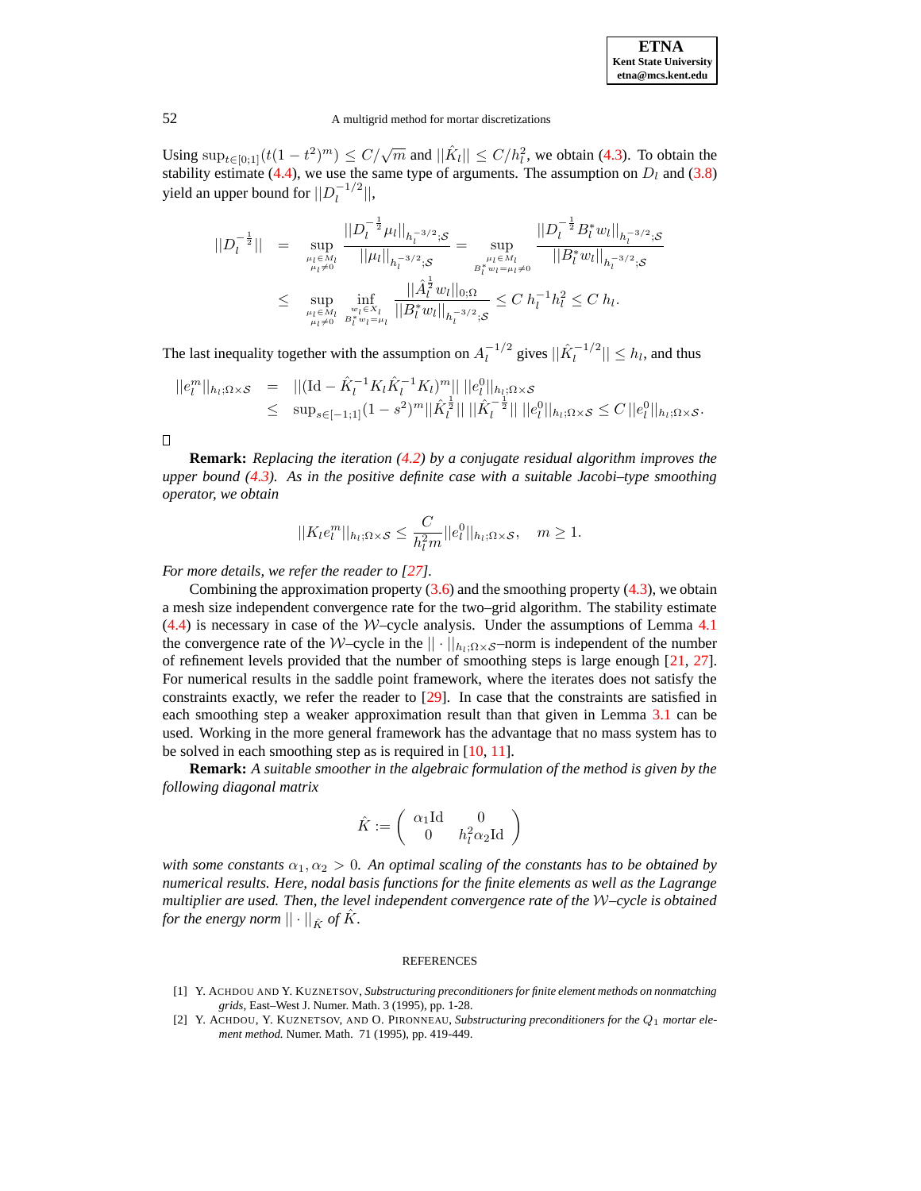Using $\sup_{t\in[0;1]}(t(1-t^2)^m) \le C/\sqrt{m}$ and $||\hat{K}_l|| \le C/h_l^2$, we obtain (4.3). To obtain the stability estimate (4.4), we use the same type of arguments. The assumption on $D_l$ and (3.8) yield an upper bound for $||D_l^{-1/2}||$,

$$
\begin{aligned}
||D_l^{-\frac{1}{2}}|| &= \sup_{\substack{\mu_l\in M_l\\ \mu_l\neq 0}} \frac{||D_l^{-\frac{1}{2}}\mu_l||_{h_l^{-3/2};\mathcal{S}}}{||\mu_l||_{h_l^{-3/2};\mathcal{S}}} = \sup_{\substack{\mu_l\in M_l\\ B_l^* w_l=\mu_l\neq 0}} \frac{||D_l^{-\frac{1}{2}} B_l^* w_l||_{h_l^{-3/2};\mathcal{S}}}{||B_l^* w_l||_{h_l^{-3/2};\mathcal{S}}}\\
&\le \sup_{\substack{\mu_l\in M_l\\ \mu_l\neq 0}} \inf_{\substack{w_l\in X_l\\ B_l^* w_l=\mu_l}} \frac{||\hat{A}_l^{\frac{1}{2}} w_l||_{0;\Omega}}{||B_l^* w_l||_{h_l^{-3/2};\mathcal{S}}} \le C\, h_l^{-1} h_l^2 \le C\, h_l.
\end{aligned}
$$

The last inequality together with the assumption on $A_l^{-1/2}$ gives $||\hat{K}_l^{-1/2}|| \le h_l$, and thus

$$
\begin{aligned}
||e_l^m||_{h_l;\Omega\times\mathcal{S}} &= ||(\mathrm{Id} - \hat{K}_l^{-1} K_l \hat{K}_l^{-1} K_l)^m||\; ||e_l^0||_{h_l;\Omega\times\mathcal{S}}\\
&\le \sup_{s\in[-1;1]}(1-s^2)^m ||\hat{K}_l^{\frac{1}{2}}||\; ||\hat{K}_l^{-\frac{1}{2}}||\; ||e_l^0||_{h_l;\Omega\times\mathcal{S}} \le C\, ||e_l^0||_{h_l;\Omega\times\mathcal{S}}.
\end{aligned}
$$

□

**Remark:** *Replacing the iteration (4.2) by a conjugate residual algorithm improves the upper bound (4.3). As in the positive definite case with a suitable Jacobi–type smoothing operator, we obtain*

$$
||K_l e_l^m||_{h_l;\Omega\times\mathcal{S}} \le \frac{C}{h_l^2 m} ||e_l^0||_{h_l;\Omega\times\mathcal{S}}, \quad m \ge 1.
$$

*For more details, we refer the reader to [27].*

Combining the approximation property (3.6) and the smoothing property (4.3), we obtain a mesh size independent convergence rate for the two–grid algorithm. The stability estimate (4.4) is necessary in case of the $\mathcal{W}$–cycle analysis. Under the assumptions of Lemma 4.1 the convergence rate of the $\mathcal{W}$–cycle in the $||\cdot||_{h_l;\Omega\times\mathcal{S}}$–norm is independent of the number of refinement levels provided that the number of smoothing steps is large enough [21, 27]. For numerical results in the saddle point framework, where the iterates does not satisfy the constraints exactly, we refer the reader to [29]. In case that the constraints are satisfied in each smoothing step a weaker approximation result than that given in Lemma 3.1 can be used. Working in the more general framework has the advantage that no mass system has to be solved in each smoothing step as is required in [10, 11].

**Remark:** *A suitable smoother in the algebraic formulation of the method is given by the following diagonal matrix*

$$
\hat{K} := \begin{pmatrix} \alpha_1 \mathrm{Id} & 0 \\ 0 & h_l^2 \alpha_2 \mathrm{Id} \end{pmatrix}
$$

*with some constants $\alpha_1, \alpha_2 > 0$. An optimal scaling of the constants has to be obtained by numerical results. Here, nodal basis functions for the finite elements as well as the Lagrange multiplier are used. Then, the level independent convergence rate of the $\mathcal{W}$–cycle is obtained for the energy norm $||\cdot||_{\hat{K}}$ of $\hat{K}$.*

## REFERENCES

[1] Y. Achdou and Y. Kuznetsov, *Substructuring preconditioners for finite element methods on nonmatching grids*, East–West J. Numer. Math. 3 (1995), pp. 1-28.

[2] Y. Achdou, Y. Kuznetsov, and O. Pironneau, *Substructuring preconditioners for the $Q_1$ mortar element method.* Numer. Math. 71 (1995), pp. 419-449.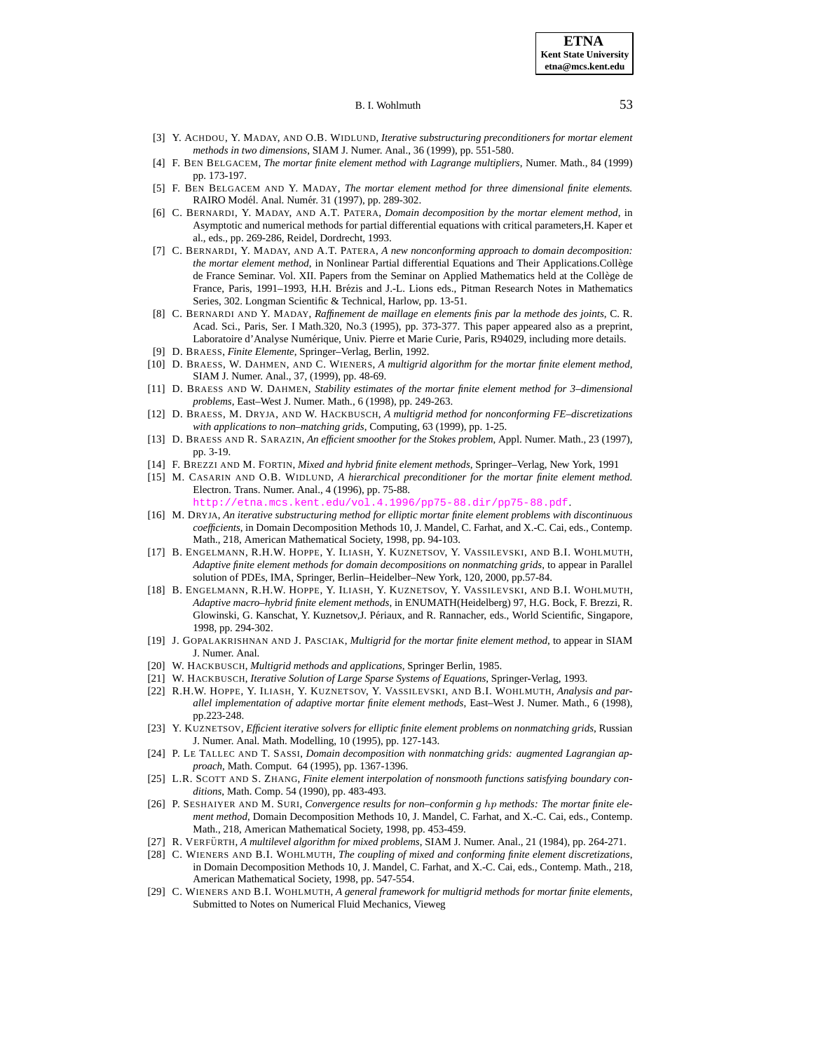[3] Y. Achdou, Y. Maday, and O.B. Widlund, *Iterative substructuring preconditioners for mortar element methods in two dimensions*, SIAM J. Numer. Anal., 36 (1999), pp. 551-580.

[4] F. Ben Belgacem, *The mortar finite element method with Lagrange multipliers*, Numer. Math., 84 (1999) pp. 173-197.

[5] F. Ben Belgacem and Y. Maday, *The mortar element method for three dimensional finite elements.* RAIRO Modél. Anal. Numér. 31 (1997), pp. 289-302.

[6] C. Bernardi, Y. Maday, and A.T. Patera, *Domain decomposition by the mortar element method*, in Asymptotic and numerical methods for partial differential equations with critical parameters,H. Kaper et al., eds., pp. 269-286, Reidel, Dordrecht, 1993.

[7] C. Bernardi, Y. Maday, and A.T. Patera, *A new nonconforming approach to domain decomposition: the mortar element method*, in Nonlinear Partial differential Equations and Their Applications.Collège de France Seminar. Vol. XII. Papers from the Seminar on Applied Mathematics held at the Collège de France, Paris, 1991–1993, H.H. Brézis and J.-L. Lions eds., Pitman Research Notes in Mathematics Series, 302. Longman Scientific & Technical, Harlow, pp. 13-51.

[8] C. Bernardi and Y. Maday, *Raffinement de maillage en elements finis par la methode des joints*, C. R. Acad. Sci., Paris, Ser. I Math.320, No.3 (1995), pp. 373-377. This paper appeared also as a preprint, Laboratoire d'Analyse Numérique, Univ. Pierre et Marie Curie, Paris, R94029, including more details.

[9] D. Braess, *Finite Elemente*, Springer–Verlag, Berlin, 1992.

[10] D. Braess, W. Dahmen, and C. Wieners, *A multigrid algorithm for the mortar finite element method*, SIAM J. Numer. Anal., 37, (1999), pp. 48-69.

[11] D. Braess and W. Dahmen, *Stability estimates of the mortar finite element method for 3–dimensional problems*, East–West J. Numer. Math., 6 (1998), pp. 249-263.

[12] D. Braess, M. Dryja, and W. Hackbusch, *A multigrid method for nonconforming FE–discretizations with applications to non–matching grids*, Computing, 63 (1999), pp. 1-25.

[13] D. Braess and R. Sarazin, *An efficient smoother for the Stokes problem*, Appl. Numer. Math., 23 (1997), pp. 3-19.

[14] F. Brezzi and M. Fortin, *Mixed and hybrid finite element methods*, Springer–Verlag, New York, 1991

[15] M. Casarin and O.B. Widlund, *A hierarchical preconditioner for the mortar finite element method.* Electron. Trans. Numer. Anal., 4 (1996), pp. 75-88. http://etna.mcs.kent.edu/vol.4.1996/pp75-88.dir/pp75-88.pdf.

[16] M. Dryja, *An iterative substructuring method for elliptic mortar finite element problems with discontinuous coefficients*, in Domain Decomposition Methods 10, J. Mandel, C. Farhat, and X.-C. Cai, eds., Contemp. Math., 218, American Mathematical Society, 1998, pp. 94-103.

[17] B. Engelmann, R.H.W. Hoppe, Y. Iliash, Y. Kuznetsov, Y. Vassilevski, and B.I. Wohlmuth, *Adaptive finite element methods for domain decompositions on nonmatching grids*, to appear in Parallel solution of PDEs, IMA, Springer, Berlin–Heidelber–New York, 120, 2000, pp.57-84.

[18] B. Engelmann, R.H.W. Hoppe, Y. Iliash, Y. Kuznetsov, Y. Vassilevski, and B.I. Wohlmuth, *Adaptive macro–hybrid finite element methods*, in ENUMATH(Heidelberg) 97, H.G. Bock, F. Brezzi, R. Glowinski, G. Kanschat, Y. Kuznetsov,J. Périaux, and R. Rannacher, eds., World Scientific, Singapore, 1998, pp. 294-302.

[19] J. Gopalakrishnan and J. Pasciak, *Multigrid for the mortar finite element method*, to appear in SIAM J. Numer. Anal.

[20] W. Hackbusch, *Multigrid methods and applications*, Springer Berlin, 1985.

[21] W. Hackbusch, *Iterative Solution of Large Sparse Systems of Equations*, Springer-Verlag, 1993.

[22] R.H.W. Hoppe, Y. Iliash, Y. Kuznetsov, Y. Vassilevski, and B.I. Wohlmuth, *Analysis and parallel implementation of adaptive mortar finite element methods*, East–West J. Numer. Math., 6 (1998), pp.223-248.

[23] Y. Kuznetsov, *Efficient iterative solvers for elliptic finite element problems on nonmatching grids*, Russian J. Numer. Anal. Math. Modelling, 10 (1995), pp. 127-143.

[24] P. Le Tallec and T. Sassi, *Domain decomposition with nonmatching grids: augmented Lagrangian approach*, Math. Comput. 64 (1995), pp. 1367-1396.

[25] L.R. Scott and S. Zhang, *Finite element interpolation of nonsmooth functions satisfying boundary conditions*, Math. Comp. 54 (1990), pp. 483-493.

[26] P. Seshaiyer and M. Suri, *Convergence results for non–conformin g $hp$ methods: The mortar finite element method*, Domain Decomposition Methods 10, J. Mandel, C. Farhat, and X.-C. Cai, eds., Contemp. Math., 218, American Mathematical Society, 1998, pp. 453-459.

[27] R. Verfürth, *A multilevel algorithm for mixed problems*, SIAM J. Numer. Anal., 21 (1984), pp. 264-271.

[28] C. Wieners and B.I. Wohlmuth, *The coupling of mixed and conforming finite element discretizations*, in Domain Decomposition Methods 10, J. Mandel, C. Farhat, and X.-C. Cai, eds., Contemp. Math., 218, American Mathematical Society, 1998, pp. 547-554.

[29] C. Wieners and B.I. Wohlmuth, *A general framework for multigrid methods for mortar finite elements*, Submitted to Notes on Numerical Fluid Mechanics, Vieweg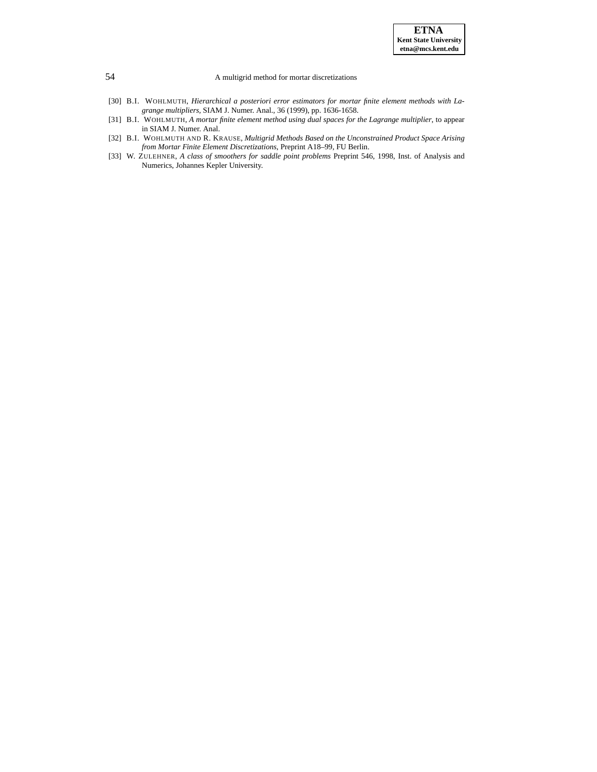[30] B.I. WOHLMUTH, *Hierarchical a posteriori error estimators for mortar finite element methods with Lagrange multipliers*, SIAM J. Numer. Anal., 36 (1999), pp. 1636-1658.

[31] B.I. WOHLMUTH, *A mortar finite element method using dual spaces for the Lagrange multiplier*, to appear in SIAM J. Numer. Anal.

[32] B.I. WOHLMUTH AND R. KRAUSE, *Multigrid Methods Based on the Unconstrained Product Space Arising from Mortar Finite Element Discretizations*, Preprint A18–99, FU Berlin.

[33] W. ZULEHNER, *A class of smoothers for saddle point problems* Preprint 546, 1998, Inst. of Analysis and Numerics, Johannes Kepler University.